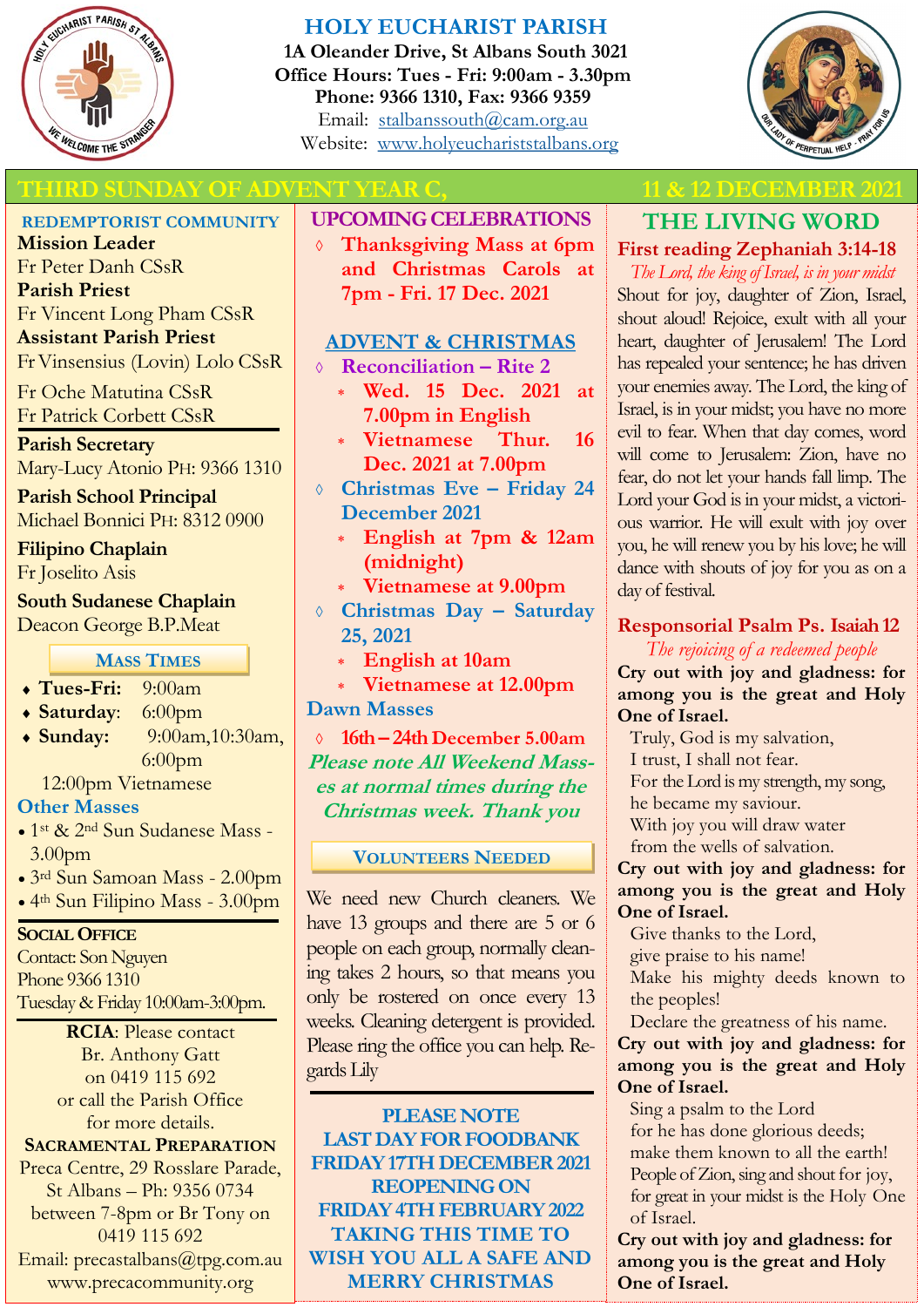# HOLY EUCHARIST PARISH

**1A Oleander Drive, St Albans South 3021**
**Office Hours: Tues - Fri: 9:00am - 3.30pm**
**Phone: 9366 1310, Fax: 9366 9359**
Email: stalbanssouth@cam.org.au
Website: www.holyeucharistStalbans.org

## THIRD SUNDAY OF ADVENT YEAR C, 11 & 12 DECEMBER 2021

### REDEMPTORIST COMMUNITY

**Mission Leader**
Fr Peter Danh CSsR
**Parish Priest**
Fr Vincent Long Pham CSsR
**Assistant Parish Priest**
Fr Vinsensius (Lovin) Lolo CSsR
Fr Oche Matutina CSsR
Fr Patrick Corbett CSsR

**Parish Secretary**
Mary-Lucy Atonio PH: 9366 1310

**Parish School Principal**
Michael Bonnici PH: 8312 0900

**Filipino Chaplain**
Fr Joselito Asis

**South Sudanese Chaplain**
Deacon George B.P.Meat

### MASS TIMES

- **Tues-Fri:** 9:00am
- **Saturday**: 6:00pm
- **Sunday:** 9:00am, 10:30am, 6:00pm
  12:00pm Vietnamese

### Other Masses

- 1st & 2nd Sun Sudanese Mass - 3.00pm
- 3rd Sun Samoan Mass - 2.00pm
- 4th Sun Filipino Mass - 3.00pm

### SOCIAL OFFICE

Contact: Son Nguyen
Phone 9366 1310
Tuesday & Friday 10:00am-3:00pm.

**RCIA**: Please contact Br. Anthony Gatt on 0419 115 692 or call the Parish Office for more details.

### SACRAMENTAL PREPARATION

Preca Centre, 29 Rosslare Parade, St Albans – Ph: 9356 0734 between 7-8pm or Br Tony on 0419 115 692
Email: precastalbans@tpg.com.au
www.precacommunity.org

### UPCOMING CELEBRATIONS

- **Thanksgiving Mass at 6pm and Christmas Carols at 7pm - Fri. 17 Dec. 2021**

### ADVENT & CHRISTMAS

- **Reconciliation – Rite 2**
  - **Wed. 15 Dec. 2021 at 7.00pm in English**
  - **Vietnamese Thur. 16 Dec. 2021 at 7.00pm**
- **Christmas Eve – Friday 24 December 2021**
  - **English at 7pm & 12am (midnight)**
  - **Vietnamese at 9.00pm**
- **Christmas Day – Saturday 25, 2021**
  - **English at 10am**
  - **Vietnamese at 12.00pm**

**Dawn Masses**

- **16th – 24th December 5.00am**

***Please note All Weekend Masses at normal times during the Christmas week. Thank you***

### VOLUNTEERS NEEDED

We need new Church cleaners. We have 13 groups and there are 5 or 6 people on each group, normally cleaning takes 2 hours, so that means you only be rostered on once every 13 weeks. Cleaning detergent is provided. Please ring the office you can help. Regards Lily

**PLEASE NOTE**
**LAST DAY FOR FOODBANK FRIDAY 17TH DECEMBER 2021**
**REOPENING ON FRIDAY 4TH FEBRUARY 2022**
**TAKING THIS TIME TO WISH YOU ALL A SAFE AND MERRY CHRISTMAS**

## THE LIVING WORD

### First reading Zephaniah 3:14-18

*The Lord, the king of Israel, is in your midst*

Shout for joy, daughter of Zion, Israel, shout aloud! Rejoice, exult with all your heart, daughter of Jerusalem! The Lord has repealed your sentence; he has driven your enemies away. The Lord, the king of Israel, is in your midst; you have no more evil to fear. When that day comes, word will come to Jerusalem: Zion, have no fear, do not let your hands fall limp. The Lord your God is in your midst, a victorious warrior. He will exult with joy over you, he will renew you by his love; he will dance with shouts of joy for you as on a day of festival.

### Responsorial Psalm Ps. Isaiah 12

*The rejoicing of a redeemed people*

**Cry out with joy and gladness: for among you is the great and Holy One of Israel.**

Truly, God is my salvation,
I trust, I shall not fear.
For the Lord is my strength, my song,
he became my saviour.
With joy you will draw water
from the wells of salvation.

**Cry out with joy and gladness: for among you is the great and Holy One of Israel.**

Give thanks to the Lord,
give praise to his name!
Make his mighty deeds known to the peoples!
Declare the greatness of his name.

**Cry out with joy and gladness: for among you is the great and Holy One of Israel.**

Sing a psalm to the Lord
for he has done glorious deeds;
make them known to all the earth!
People of Zion, sing and shout for joy,
for great in your midst is the Holy One of Israel.

**Cry out with joy and gladness: for among you is the great and Holy One of Israel.**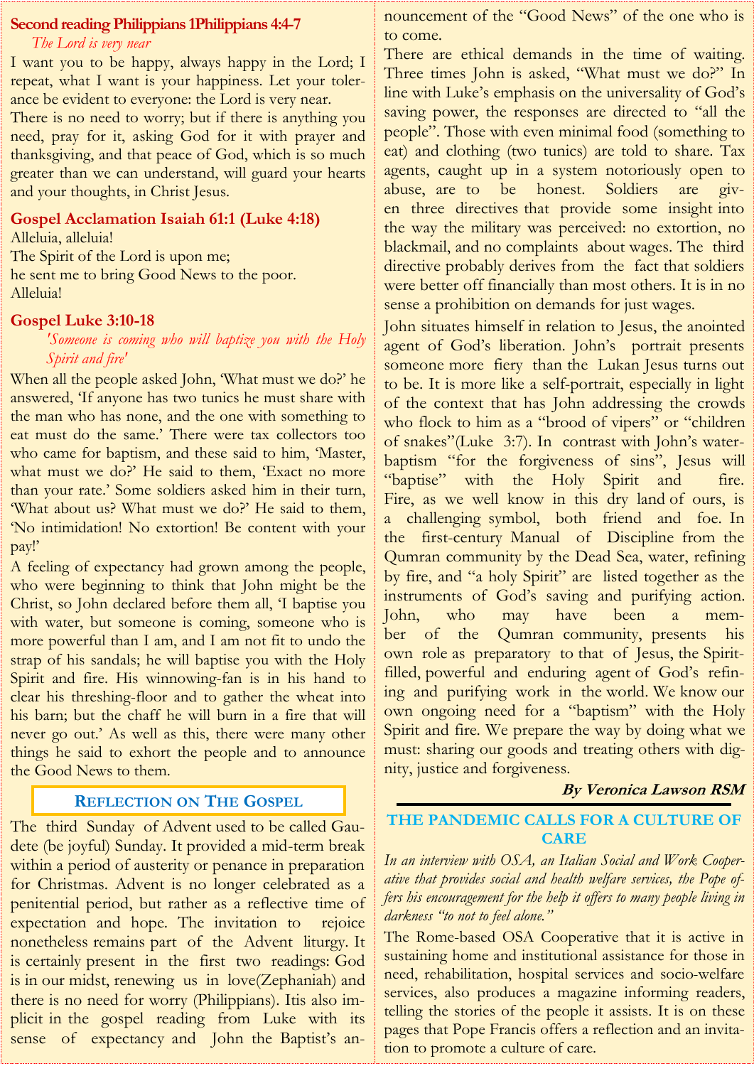## Second reading Philippians 1Philippians 4:4-7

*The Lord is very near*

I want you to be happy, always happy in the Lord; I repeat, what I want is your happiness. Let your tolerance be evident to everyone: the Lord is very near. There is no need to worry; but if there is anything you need, pray for it, asking God for it with prayer and thanksgiving, and that peace of God, which is so much greater than we can understand, will guard your hearts and your thoughts, in Christ Jesus.

## Gospel Acclamation Isaiah 61:1 (Luke 4:18)

Alleluia, alleluia!
The Spirit of the Lord is upon me;
he sent me to bring Good News to the poor.
Alleluia!

## Gospel Luke 3:10-18

*'Someone is coming who will baptize you with the Holy Spirit and fire'*

When all the people asked John, 'What must we do?' he answered, 'If anyone has two tunics he must share with the man who has none, and the one with something to eat must do the same.' There were tax collectors too who came for baptism, and these said to him, 'Master, what must we do?' He said to them, 'Exact no more than your rate.' Some soldiers asked him in their turn, 'What about us? What must we do?' He said to them, 'No intimidation! No extortion! Be content with your pay!'

A feeling of expectancy had grown among the people, who were beginning to think that John might be the Christ, so John declared before them all, 'I baptise you with water, but someone is coming, someone who is more powerful than I am, and I am not fit to undo the strap of his sandals; he will baptise you with the Holy Spirit and fire. His winnowing-fan is in his hand to clear his threshing-floor and to gather the wheat into his barn; but the chaff he will burn in a fire that will never go out.' As well as this, there were many other things he said to exhort the people and to announce the Good News to them.

## Reflection on The Gospel

The third Sunday of Advent used to be called Gaudete (be joyful) Sunday. It provided a mid-term break within a period of austerity or penance in preparation for Christmas. Advent is no longer celebrated as a penitential period, but rather as a reflective time of expectation and hope. The invitation to rejoice nonetheless remains part of the Advent liturgy. It is certainly present in the first two readings: God is in our midst, renewing us in love(Zephaniah) and there is no need for worry (Philippians). Itis also implicit in the gospel reading from Luke with its sense of expectancy and John the Baptist's announcement of the "Good News" of the one who is to come.

There are ethical demands in the time of waiting. Three times John is asked, "What must we do?" In line with Luke's emphasis on the universality of God's saving power, the responses are directed to "all the people". Those with even minimal food (something to eat) and clothing (two tunics) are told to share. Tax agents, caught up in a system notoriously open to abuse, are to be honest. Soldiers are given three directives that provide some insight into the way the military was perceived: no extortion, no blackmail, and no complaints about wages. The third directive probably derives from the fact that soldiers were better off financially than most others. It is in no sense a prohibition on demands for just wages.

John situates himself in relation to Jesus, the anointed agent of God's liberation. John's portrait presents someone more fiery than the Lukan Jesus turns out to be. It is more like a self-portrait, especially in light of the context that has John addressing the crowds who flock to him as a "brood of vipers" or "children of snakes"(Luke 3:7). In contrast with John's water-baptism "for the forgiveness of sins", Jesus will "baptise" with the Holy Spirit and fire. Fire, as we well know in this dry land of ours, is a challenging symbol, both friend and foe. In the first-century Manual of Discipline from the Qumran community by the Dead Sea, water, refining by fire, and "a holy Spirit" are listed together as the instruments of God's saving and purifying action. John, who may have been a member of the Qumran community, presents his own role as preparatory to that of Jesus, the Spirit-filled, powerful and enduring agent of God's refining and purifying work in the world. We know our own ongoing need for a "baptism" with the Holy Spirit and fire. We prepare the way by doing what we must: sharing our goods and treating others with dignity, justice and forgiveness.

***By Veronica Lawson RSM***

## THE PANDEMIC CALLS FOR A CULTURE OF CARE

*In an interview with OSA, an Italian Social and Work Cooperative that provides social and health welfare services, the Pope offers his encouragement for the help it offers to many people living in darkness "to not to feel alone."*

The Rome-based OSA Cooperative that it is active in sustaining home and institutional assistance for those in need, rehabilitation, hospital services and socio-welfare services, also produces a magazine informing readers, telling the stories of the people it assists. It is on these pages that Pope Francis offers a reflection and an invitation to promote a culture of care.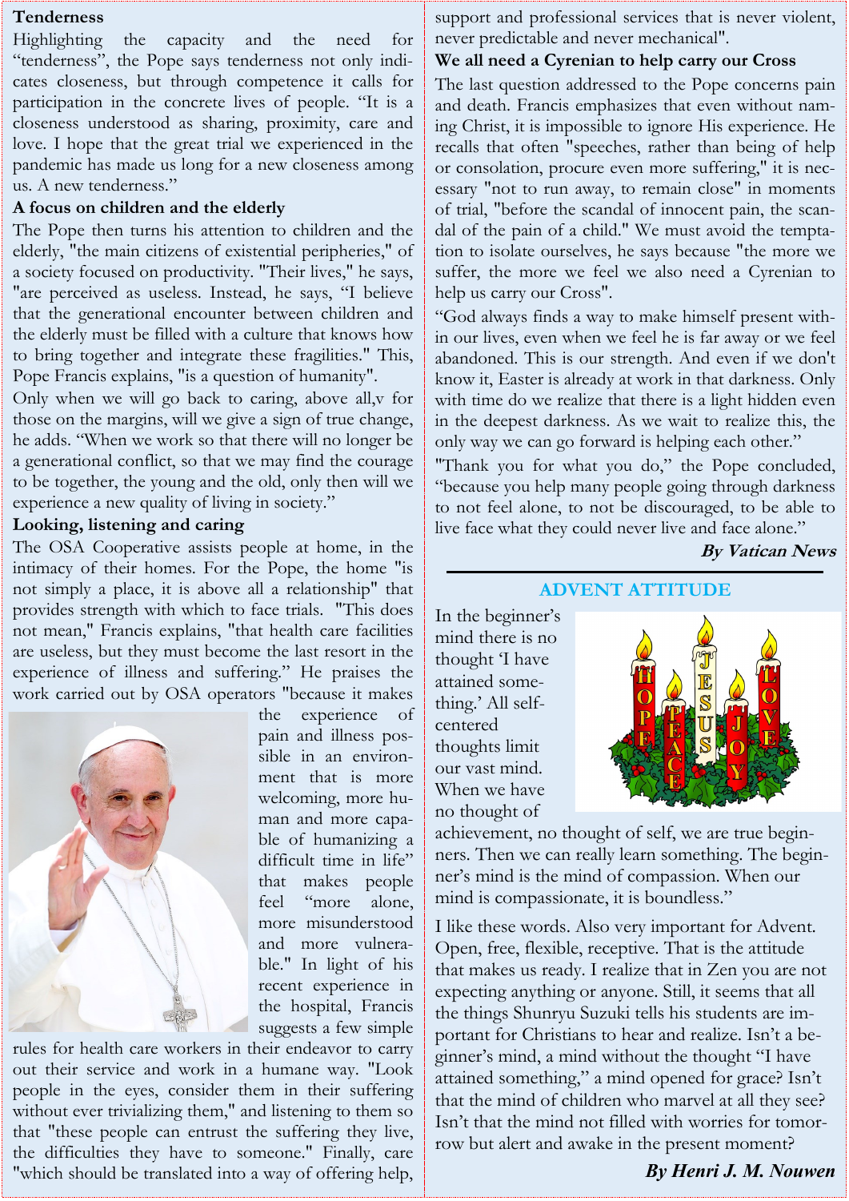**Tenderness**

Highlighting the capacity and the need for "tenderness", the Pope says tenderness not only indicates closeness, but through competence it calls for participation in the concrete lives of people. "It is a closeness understood as sharing, proximity, care and love. I hope that the great trial we experienced in the pandemic has made us long for a new closeness among us. A new tenderness."

**A focus on children and the elderly**

The Pope then turns his attention to children and the elderly, "the main citizens of existential peripheries," of a society focused on productivity. "Their lives," he says, "are perceived as useless. Instead, he says, "I believe that the generational encounter between children and the elderly must be filled with a culture that knows how to bring together and integrate these fragilities." This, Pope Francis explains, "is a question of humanity".

Only when we will go back to caring, above all,v for those on the margins, will we give a sign of true change, he adds. "When we work so that there will no longer be a generational conflict, so that we may find the courage to be together, the young and the old, only then will we experience a new quality of living in society."

**Looking, listening and caring**

The OSA Cooperative assists people at home, in the intimacy of their homes. For the Pope, the home "is not simply a place, it is above all a relationship" that provides strength with which to face trials. "This does not mean," Francis explains, "that health care facilities are useless, but they must become the last resort in the experience of illness and suffering." He praises the work carried out by OSA operators "because it makes the experience of pain and illness possible in an environment that is more welcoming, more human and more capable of humanizing a difficult time in life" that makes people feel "more alone, more misunderstood and more vulnerable." In light of his recent experience in the hospital, Francis suggests a few simple rules for health care workers in their endeavor to carry out their service and work in a humane way. "Look people in the eyes, consider them in their suffering without ever trivializing them," and listening to them so that "these people can entrust the suffering they live, the difficulties they have to someone." Finally, care "which should be translated into a way of offering help, support and professional services that is never violent, never predictable and never mechanical".

**We all need a Cyrenian to help carry our Cross**

The last question addressed to the Pope concerns pain and death. Francis emphasizes that even without naming Christ, it is impossible to ignore His experience. He recalls that often "speeches, rather than being of help or consolation, procure even more suffering," it is necessary "not to run away, to remain close" in moments of trial, "before the scandal of innocent pain, the scandal of the pain of a child." We must avoid the temptation to isolate ourselves, he says because "the more we suffer, the more we feel we also need a Cyrenian to help us carry our Cross".

"God always finds a way to make himself present within our lives, even when we feel he is far away or we feel abandoned. This is our strength. And even if we don't know it, Easter is already at work in that darkness. Only with time do we realize that there is a light hidden even in the deepest darkness. As we wait to realize this, the only way we can go forward is helping each other."

"Thank you for what you do," the Pope concluded, "because you help many people going through darkness to not feel alone, to not be discouraged, to be able to live face what they could never live and face alone."

***By Vatican News***

---

## ADVENT ATTITUDE

In the beginner's mind there is no thought 'I have attained something.' All self-centered thoughts limit our vast mind. When we have no thought of achievement, no thought of self, we are true beginners. Then we can really learn something. The beginner's mind is the mind of compassion. When our mind is compassionate, it is boundless."

I like these words. Also very important for Advent. Open, free, flexible, receptive. That is the attitude that makes us ready. I realize that in Zen you are not expecting anything or anyone. Still, it seems that all the things Shunryu Suzuki tells his students are important for Christians to hear and realize. Isn't a beginner's mind, a mind without the thought "I have attained something," a mind opened for grace? Isn't that the mind of children who marvel at all they see? Isn't that the mind not filled with worries for tomorrow but alert and awake in the present moment?

***By Henri J. M. Nouwen***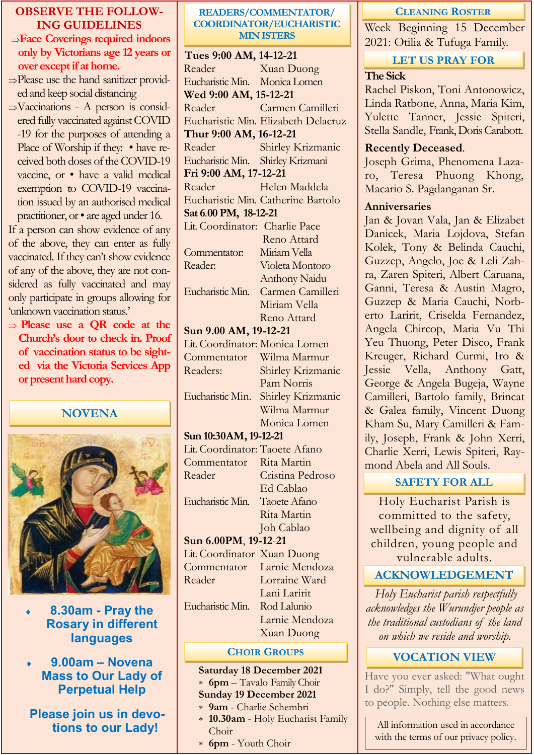## OBSERVE THE FOLLOWING GUIDELINES

- ⇒ **Face Coverings required indoors only by Victorians age 12 years or over except if at home.**
- ⇒ Please use the hand sanitizer provided and keep social distancing
- ⇒ Vaccinations - A person is considered fully vaccinated against COVID-19 for the purposes of attending a Place of Worship if they: • have received both doses of the COVID-19 vaccine, or • have a valid medical exemption to COVID-19 vaccination issued by an authorised medical practitioner, or • are aged under 16.

If a person can show evidence of any of the above, they can enter as fully vaccinated. If they can't show evidence of any of the above, they are not considered as fully vaccinated and may only participate in groups allowing for 'unknown vaccination status.'

- ⇒ **Please use a QR code at the Church's door to check in. Proof of vaccination status to be sighted via the Victoria Services App or present hard copy.**

## NOVENA

- **8.30am - Pray the Rosary in different languages**
- **9.00am – Novena Mass to Our Lady of Perpetual Help**

**Please join us in devotions to our Lady!**

## READERS/COMMENTATOR/COORDINATOR/EUCHARISTIC MINISTERS

**Tues 9:00 AM, 14-12-21**

| | |
|---|---|
| Reader | Xuan Duong |
| Eucharistic Min. | Monica Lomen |

**Wed 9:00 AM, 15-12-21**

| | |
|---|---|
| Reader | Carmen Camilleri |
| Eucharistic Min. | Elizabeth Delacruz |

**Thur 9:00 AM, 16-12-21**

| | |
|---|---|
| Reader | Shirley Krizmanic |
| Eucharistic Min. | Shirley Krizmani |

**Fri 9:00 AM, 17-12-21**

| | |
|---|---|
| Reader | Helen Maddela |
| Eucharistic Min. | Catherine Bartolo |

**Sat 6.00 PM, 18-12-21**

| | |
|---|---|
| Lit. Coordinator: | Charlie Pace, Reno Attard |
| Commentator: | Miriam Vella |
| Reader: | Violeta Montoro, Anthony Naidu |
| Eucharistic Min. | Carmen Camilleri, Miriam Vella, Reno Attard |

**Sun 9.00 AM, 19-12-21**

| | |
|---|---|
| Lit. Coordinator: | Monica Lomen |
| Commentator | Wilma Marmur |
| Readers: | Shirley Krizmanic, Pam Norris |
| Eucharistic Min. | Shirley Krizmanic, Wilma Marmur, Monica Lomen |

**Sun 10:30AM, 19-12-21**

| | |
|---|---|
| Lit. Coordinator: | Taoete Afano |
| Commentator | Rita Martin |
| Reader | Cristina Pedroso, Ed Cablao |
| Eucharistic Min. | Taoete Afano, Rita Martin, Joh Cablao |

**Sun 6.00PM, 19-12-21**

| | |
|---|---|
| Lit. Coordinator | Xuan Duong |
| Commentator | Larnie Mendoza |
| Reader | Lorraine Ward, Lani Laririt |
| Eucharistic Min. | Rod Lalunio, Larnie Mendoza, Xuan Duong |

## CHOIR GROUPS

**Saturday 18 December 2021**
- **6pm** – Tavalo Family Choir

**Sunday 19 December 2021**
- **9am** - Charlie Schembri
- **10.30am** - Holy Eucharist Family Choir
- **6pm** - Youth Choir

## CLEANING ROSTER

Week Beginning 15 December 2021: Otilia & Tufuga Family.

## LET US PRAY FOR

**The Sick**

Rachel Piskon, Toni Antonowicz, Linda Ratbone, Anna, Maria Kim, Yulette Tanner, Jessie Spiteri, Stella Sandle, Frank, Doris Carabott.

**Recently Deceased.**

Joseph Grima, Phenomena Lazaro, Teresa Phuong Khong, Macario S. Pagdanganan Sr.

**Anniversaries**

Jan & Jovan Vala, Jan & Elizabet Danicek, Maria Lojdova, Stefan Kolek, Tony & Belinda Cauchi, Guzzep, Angelo, Joe & Leli Zahra, Zaren Spiteri, Albert Caruana, Ganni, Teresa & Austin Magro, Guzzep & Maria Cauchi, Norberto Laririt, Criselda Fernandez, Angela Chircop, Maria Vu Thi Yeu Thuong, Peter Disco, Frank Kreuger, Richard Curmi, Iro & Jessie Vella, Anthony Gatt, George & Angela Bugeja, Wayne Camilleri, Bartolo family, Brincat & Galea family, Vincent Duong Kham Su, Mary Camilleri & Family, Joseph, Frank & John Xerri, Charlie Xerri, Lewis Spiteri, Raymond Abela and All Souls.

## SAFETY FOR ALL

Holy Eucharist Parish is committed to the safety, wellbeing and dignity of all children, young people and vulnerable adults.

## ACKNOWLEDGEMENT

*Holy Eucharist parish respectfully acknowledges the Wurundjer people as the traditional custodians of the land on which we reside and worship.*

## VOCATION VIEW

Have you ever asked: "What ought I do?" Simply, tell the good news to people. Nothing else matters.

All information used in accordance with the terms of our privacy policy.